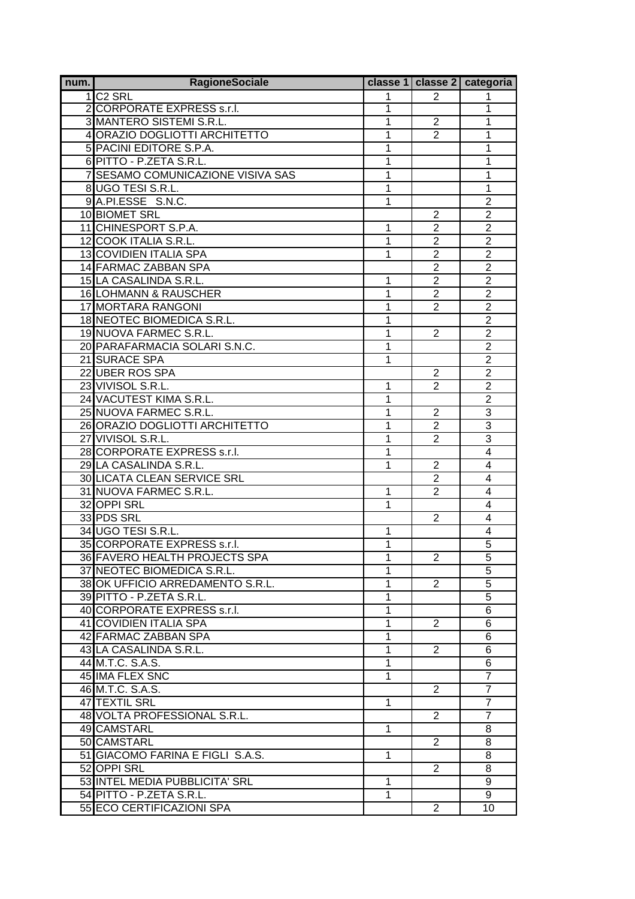| num. | RagioneSociale | classe 1 | classe 2 | categoria |
|---|---|---|---|---|
| 1 | C2 SRL | 1 | 2 | 1 |
| 2 | CORPORATE EXPRESS s.r.l. | 1 | | 1 |
| 3 | MANTERO SISTEMI S.R.L. | 1 | 2 | 1 |
| 4 | ORAZIO DOGLIOTTI ARCHITETTO | 1 | 2 | 1 |
| 5 | PACINI EDITORE S.P.A. | 1 | | 1 |
| 6 | PITTO - P.ZETA S.R.L. | 1 | | 1 |
| 7 | SESAMO COMUNICAZIONE VISIVA SAS | 1 | | 1 |
| 8 | UGO TESI S.R.L. | 1 | | 1 |
| 9 | A.PI.ESSE S.N.C. | 1 | | 2 |
| 10 | BIOMET SRL | | 2 | 2 |
| 11 | CHINESPORT S.P.A. | 1 | 2 | 2 |
| 12 | COOK ITALIA S.R.L. | 1 | 2 | 2 |
| 13 | COVIDIEN ITALIA SPA | 1 | 2 | 2 |
| 14 | FARMAC ZABBAN SPA | | 2 | 2 |
| 15 | LA CASALINDA S.R.L. | 1 | 2 | 2 |
| 16 | LOHMANN & RAUSCHER | 1 | 2 | 2 |
| 17 | MORTARA RANGONI | 1 | 2 | 2 |
| 18 | NEOTEC BIOMEDICA S.R.L. | 1 | | 2 |
| 19 | NUOVA FARMEC S.R.L. | 1 | 2 | 2 |
| 20 | PARAFARMACIA SOLARI S.N.C. | 1 | | 2 |
| 21 | SURACE SPA | 1 | | 2 |
| 22 | UBER ROS SPA | | 2 | 2 |
| 23 | VIVISOL S.R.L. | 1 | 2 | 2 |
| 24 | VACUTEST KIMA S.R.L. | 1 | | 2 |
| 25 | NUOVA FARMEC S.R.L. | 1 | 2 | 3 |
| 26 | ORAZIO DOGLIOTTI ARCHITETTO | 1 | 2 | 3 |
| 27 | VIVISOL S.R.L. | 1 | 2 | 3 |
| 28 | CORPORATE EXPRESS s.r.l. | 1 | | 4 |
| 29 | LA CASALINDA S.R.L. | 1 | 2 | 4 |
| 30 | LICATA CLEAN SERVICE SRL | | 2 | 4 |
| 31 | NUOVA FARMEC S.R.L. | 1 | 2 | 4 |
| 32 | OPPI SRL | 1 | | 4 |
| 33 | PDS SRL | | 2 | 4 |
| 34 | UGO TESI S.R.L. | 1 | | 4 |
| 35 | CORPORATE EXPRESS s.r.l. | 1 | | 5 |
| 36 | FAVERO HEALTH PROJECTS SPA | 1 | 2 | 5 |
| 37 | NEOTEC BIOMEDICA S.R.L. | 1 | | 5 |
| 38 | OK UFFICIO ARREDAMENTO S.R.L. | 1 | 2 | 5 |
| 39 | PITTO - P.ZETA S.R.L. | 1 | | 5 |
| 40 | CORPORATE EXPRESS s.r.l. | 1 | | 6 |
| 41 | COVIDIEN ITALIA SPA | 1 | 2 | 6 |
| 42 | FARMAC ZABBAN SPA | 1 | | 6 |
| 43 | LA CASALINDA S.R.L. | 1 | 2 | 6 |
| 44 | M.T.C. S.A.S. | 1 | | 6 |
| 45 | IMA FLEX SNC | 1 | | 7 |
| 46 | M.T.C. S.A.S. | | 2 | 7 |
| 47 | TEXTIL SRL | 1 | | 7 |
| 48 | VOLTA PROFESSIONAL S.R.L. | | 2 | 7 |
| 49 | CAMSTARL | 1 | | 8 |
| 50 | CAMSTARL | | 2 | 8 |
| 51 | GIACOMO FARINA E FIGLI S.A.S. | 1 | | 8 |
| 52 | OPPI SRL | | 2 | 8 |
| 53 | INTEL MEDIA PUBBLICITA' SRL | 1 | | 9 |
| 54 | PITTO - P.ZETA S.R.L. | 1 | | 9 |
| 55 | ECO CERTIFICAZIONI SPA | | 2 | 10 |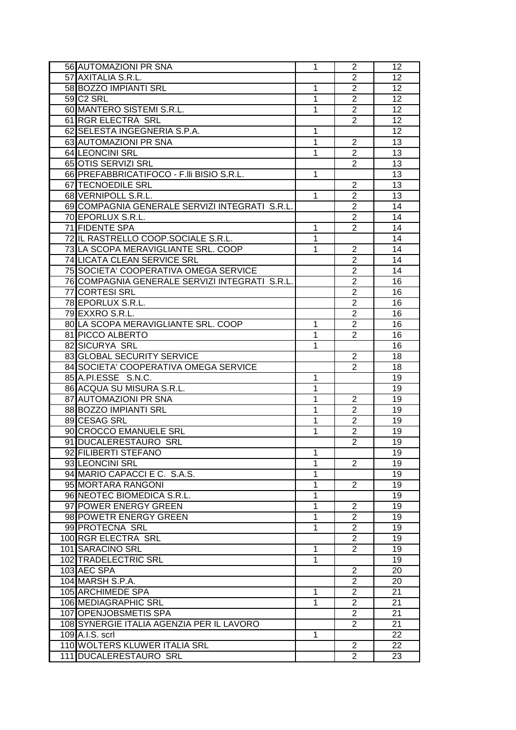| | | | | |
|---|---|---|---|---|
| 56 | AUTOMAZIONI PR SNA | 1 | 2 | 12 |
| 57 | AXITALIA S.R.L. | | 2 | 12 |
| 58 | BOZZO IMPIANTI SRL | 1 | 2 | 12 |
| 59 | C2 SRL | 1 | 2 | 12 |
| 60 | MANTERO SISTEMI S.R.L. | 1 | 2 | 12 |
| 61 | RGR ELECTRA SRL | | 2 | 12 |
| 62 | SELESTA INGEGNERIA S.P.A. | 1 | | 12 |
| 63 | AUTOMAZIONI PR SNA | 1 | 2 | 13 |
| 64 | LEONCINI SRL | 1 | 2 | 13 |
| 65 | OTIS SERVIZI SRL | | 2 | 13 |
| 66 | PREFABBRICATIFOCO - F.lli BISIO S.R.L. | 1 | | 13 |
| 67 | TECNOEDILE SRL | | 2 | 13 |
| 68 | VERNIPOLL S.R.L. | 1 | 2 | 13 |
| 69 | COMPAGNIA GENERALE SERVIZI INTEGRATI S.R.L. | | 2 | 14 |
| 70 | EPORLUX S.R.L. | | 2 | 14 |
| 71 | FIDENTE SPA | 1 | 2 | 14 |
| 72 | IL RASTRELLO COOP.SOCIALE S.R.L. | 1 | | 14 |
| 73 | LA SCOPA MERAVIGLIANTE SRL. COOP | 1 | 2 | 14 |
| 74 | LICATA CLEAN SERVICE SRL | | 2 | 14 |
| 75 | SOCIETA' COOPERATIVA OMEGA SERVICE | | 2 | 14 |
| 76 | COMPAGNIA GENERALE SERVIZI INTEGRATI S.R.L. | | 2 | 16 |
| 77 | CORTESI SRL | | 2 | 16 |
| 78 | EPORLUX S.R.L. | | 2 | 16 |
| 79 | EXXRO S.R.L. | | 2 | 16 |
| 80 | LA SCOPA MERAVIGLIANTE SRL. COOP | 1 | 2 | 16 |
| 81 | PICCO ALBERTO | 1 | 2 | 16 |
| 82 | SICURYA SRL | 1 | | 16 |
| 83 | GLOBAL SECURITY SERVICE | | 2 | 18 |
| 84 | SOCIETA' COOPERATIVA OMEGA SERVICE | | 2 | 18 |
| 85 | A.PI.ESSE S.N.C. | 1 | | 19 |
| 86 | ACQUA SU MISURA S.R.L. | 1 | | 19 |
| 87 | AUTOMAZIONI PR SNA | 1 | 2 | 19 |
| 88 | BOZZO IMPIANTI SRL | 1 | 2 | 19 |
| 89 | CESAG SRL | 1 | 2 | 19 |
| 90 | CROCCO EMANUELE SRL | 1 | 2 | 19 |
| 91 | DUCALERESTAURO SRL | | 2 | 19 |
| 92 | FILIBERTI STEFANO | 1 | | 19 |
| 93 | LEONCINI SRL | 1 | 2 | 19 |
| 94 | MARIO CAPACCI E C. S.A.S. | 1 | | 19 |
| 95 | MORTARA RANGONI | 1 | 2 | 19 |
| 96 | NEOTEC BIOMEDICA S.R.L. | 1 | | 19 |
| 97 | POWER ENERGY GREEN | 1 | 2 | 19 |
| 98 | POWETR ENERGY GREEN | 1 | 2 | 19 |
| 99 | PROTECNA SRL | 1 | 2 | 19 |
| 100 | RGR ELECTRA SRL | | 2 | 19 |
| 101 | SARACINO SRL | 1 | 2 | 19 |
| 102 | TRADELECTRIC SRL | 1 | | 19 |
| 103 | AEC SPA | | 2 | 20 |
| 104 | MARSH S.P.A. | | 2 | 20 |
| 105 | ARCHIMEDE SPA | 1 | 2 | 21 |
| 106 | MEDIAGRAPHIC SRL | 1 | 2 | 21 |
| 107 | OPENJOBSMETIS SPA | | 2 | 21 |
| 108 | SYNERGIE ITALIA AGENZIA PER IL LAVORO | | 2 | 21 |
| 109 | A.I.S. scrl | 1 | | 22 |
| 110 | WOLTERS KLUWER ITALIA SRL | | 2 | 22 |
| 111 | DUCALERESTAURO SRL | | 2 | 23 |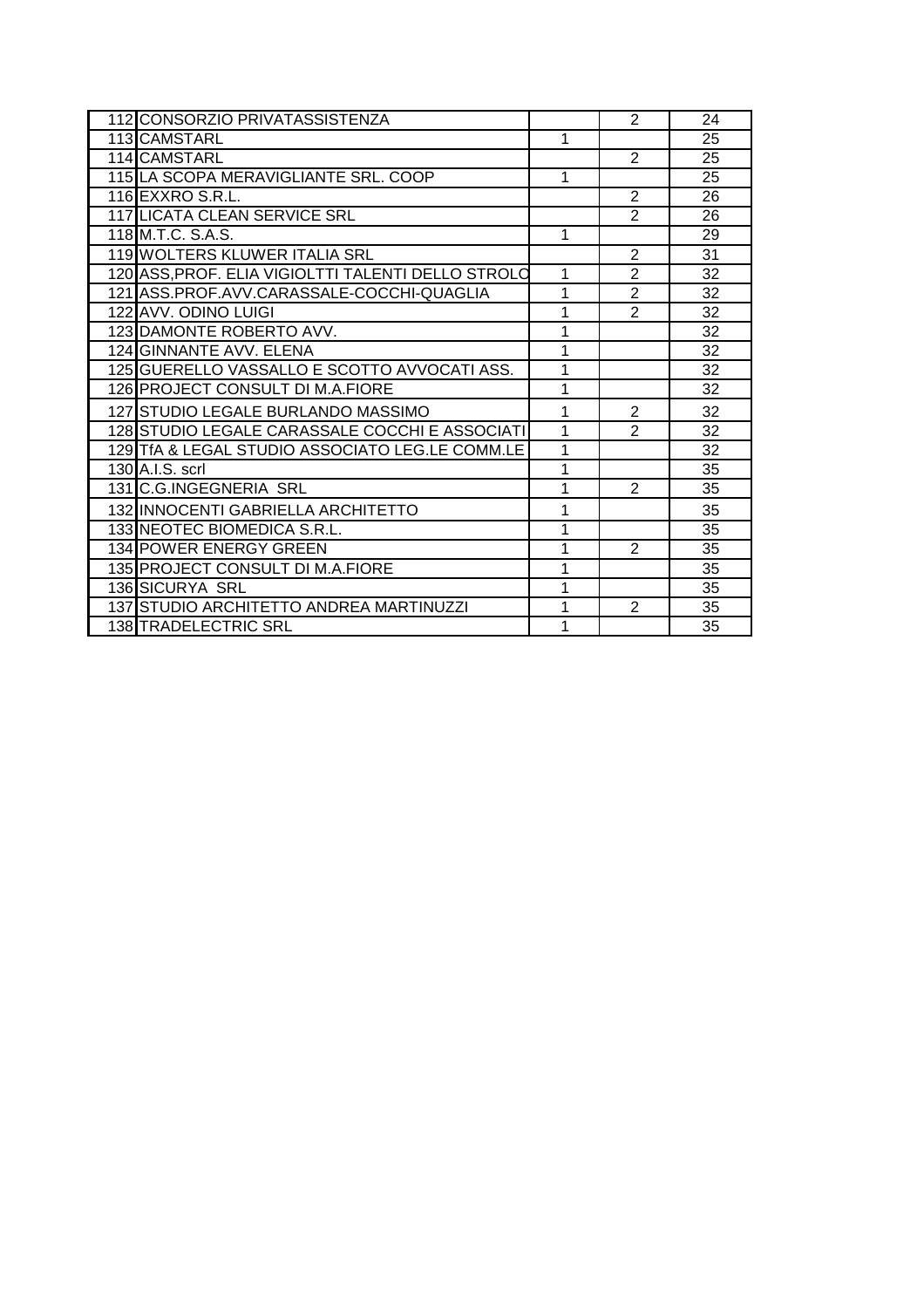| | | | | |
|---|---|---|---|---|
| 112 | CONSORZIO PRIVATASSISTENZA | | 2 | 24 |
| 113 | CAMSTARL | 1 | | 25 |
| 114 | CAMSTARL | | 2 | 25 |
| 115 | LA SCOPA MERAVIGLIANTE SRL. COOP | 1 | | 25 |
| 116 | EXXRO S.R.L. | | 2 | 26 |
| 117 | LICATA CLEAN SERVICE SRL | | 2 | 26 |
| 118 | M.T.C. S.A.S. | 1 | | 29 |
| 119 | WOLTERS KLUWER ITALIA SRL | | 2 | 31 |
| 120 | ASS,PROF. ELIA VIGIOLTTI TALENTI DELLO STROLO | 1 | 2 | 32 |
| 121 | ASS.PROF.AVV.CARASSALE-COCCHI-QUAGLIA | 1 | 2 | 32 |
| 122 | AVV. ODINO LUIGI | 1 | 2 | 32 |
| 123 | DAMONTE ROBERTO AVV. | 1 | | 32 |
| 124 | GINNANTE AVV. ELENA | 1 | | 32 |
| 125 | GUERELLO VASSALLO E SCOTTO AVVOCATI ASS. | 1 | | 32 |
| 126 | PROJECT CONSULT DI M.A.FIORE | 1 | | 32 |
| 127 | STUDIO LEGALE BURLANDO MASSIMO | 1 | 2 | 32 |
| 128 | STUDIO LEGALE CARASSALE COCCHI E ASSOCIATI | 1 | 2 | 32 |
| 129 | TfA & LEGAL STUDIO ASSOCIATO LEG.LE COMM.LE | 1 | | 32 |
| 130 | A.I.S. scrl | 1 | | 35 |
| 131 | C.G.INGEGNERIA SRL | 1 | 2 | 35 |
| 132 | INNOCENTI GABRIELLA ARCHITETTO | 1 | | 35 |
| 133 | NEOTEC BIOMEDICA S.R.L. | 1 | | 35 |
| 134 | POWER ENERGY GREEN | 1 | 2 | 35 |
| 135 | PROJECT CONSULT DI M.A.FIORE | 1 | | 35 |
| 136 | SICURYA SRL | 1 | | 35 |
| 137 | STUDIO ARCHITETTO ANDREA MARTINUZZI | 1 | 2 | 35 |
| 138 | TRADELECTRIC SRL | 1 | | 35 |